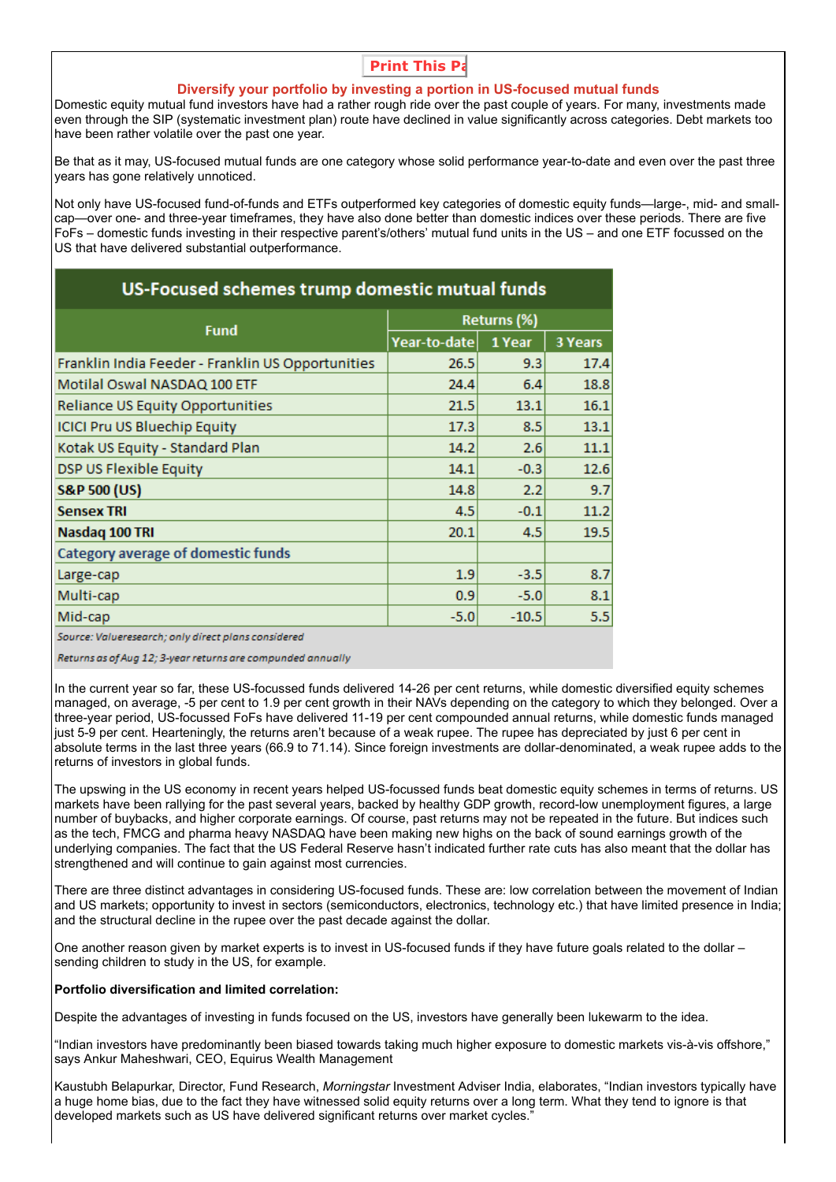## Diversify your portfolio by investing a portion in US-focused mutual funds

Domestic equity mutual fund investors have had a rather rough ride over the past couple of years. For many, investments made even through the SIP (systematic investment plan) route have declined in value significantly across categories. Debt markets too have been rather volatile over the past one year.

Be that as it may, US-focused mutual funds are one category whose solid performance year-to-date and even over the past three years has gone relatively unnoticed.

Not only have US-focused fund-of-funds and ETFs outperformed key categories of domestic equity funds—large-, mid- and small-cap—over one- and three-year timeframes, they have also done better than domestic indices over these periods. There are five FoFs – domestic funds investing in their respective parent's/others' mutual fund units in the US – and one ETF focussed on the US that have delivered substantial outperformance.

**US-Focused schemes trump domestic mutual funds**

| Fund | Returns (%) | | |
|---|---|---|---|
| | Year-to-date | 1 Year | 3 Years |
| Franklin India Feeder - Franklin US Opportunities | 26.5 | 9.3 | 17.4 |
| Motilal Oswal NASDAQ 100 ETF | 24.4 | 6.4 | 18.8 |
| Reliance US Equity Opportunities | 21.5 | 13.1 | 16.1 |
| ICICI Pru US Bluechip Equity | 17.3 | 8.5 | 13.1 |
| Kotak US Equity - Standard Plan | 14.2 | 2.6 | 11.1 |
| DSP US Flexible Equity | 14.1 | -0.3 | 12.6 |
| **S&P 500 (US)** | 14.8 | 2.2 | 9.7 |
| **Sensex TRI** | 4.5 | -0.1 | 11.2 |
| **Nasdaq 100 TRI** | 20.1 | 4.5 | 19.5 |
| Category average of domestic funds | | | |
| Large-cap | 1.9 | -3.5 | 8.7 |
| Multi-cap | 0.9 | -5.0 | 8.1 |
| Mid-cap | -5.0 | -10.5 | 5.5 |

*Source: Valueresearch; only direct plans considered*

*Returns as of Aug 12; 3-year returns are compunded annually*

In the current year so far, these US-focussed funds delivered 14-26 per cent returns, while domestic diversified equity schemes managed, on average, -5 per cent to 1.9 per cent growth in their NAVs depending on the category to which they belonged. Over a three-year period, US-focussed FoFs have delivered 11-19 per cent compounded annual returns, while domestic funds managed just 5-9 per cent. Hearteningly, the returns aren't because of a weak rupee. The rupee has depreciated by just 6 per cent in absolute terms in the last three years (66.9 to 71.14). Since foreign investments are dollar-denominated, a weak rupee adds to the returns of investors in global funds.

The upswing in the US economy in recent years helped US-focussed funds beat domestic equity schemes in terms of returns. US markets have been rallying for the past several years, backed by healthy GDP growth, record-low unemployment figures, a large number of buybacks, and higher corporate earnings. Of course, past returns may not be repeated in the future. But indices such as the tech, FMCG and pharma heavy NASDAQ have been making new highs on the back of sound earnings growth of the underlying companies. The fact that the US Federal Reserve hasn't indicated further rate cuts has also meant that the dollar has strengthened and will continue to gain against most currencies.

There are three distinct advantages in considering US-focused funds. These are: low correlation between the movement of Indian and US markets; opportunity to invest in sectors (semiconductors, electronics, technology etc.) that have limited presence in India; and the structural decline in the rupee over the past decade against the dollar.

One another reason given by market experts is to invest in US-focused funds if they have future goals related to the dollar – sending children to study in the US, for example.

**Portfolio diversification and limited correlation:**

Despite the advantages of investing in funds focused on the US, investors have generally been lukewarm to the idea.

"Indian investors have predominantly been biased towards taking much higher exposure to domestic markets vis-à-vis offshore," says Ankur Maheshwari, CEO, Equirus Wealth Management

Kaustubh Belapurkar, Director, Fund Research, *Morningstar* Investment Adviser India, elaborates, "Indian investors typically have a huge home bias, due to the fact they have witnessed solid equity returns over a long term. What they tend to ignore is that developed markets such as US have delivered significant returns over market cycles."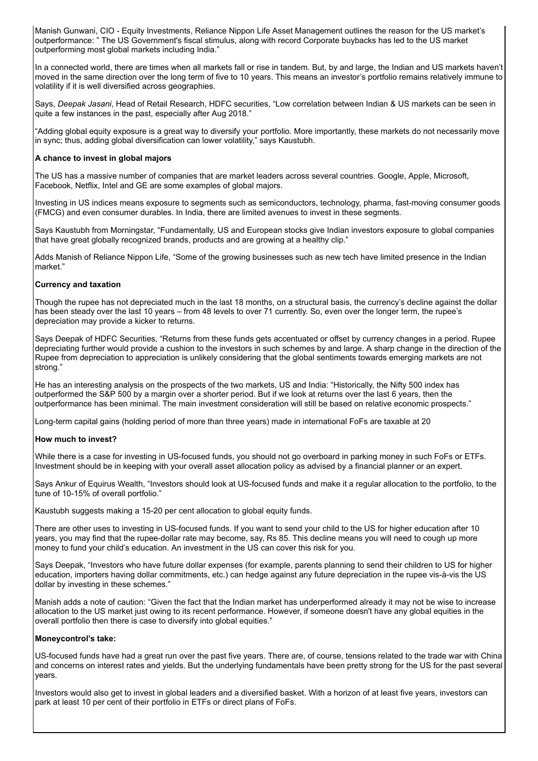Manish Gunwani, CIO - Equity Investments, Reliance Nippon Life Asset Management outlines the reason for the US market's outperformance: " The US Government's fiscal stimulus, along with record Corporate buybacks has led to the US market outperforming most global markets including India."

In a connected world, there are times when all markets fall or rise in tandem. But, by and large, the Indian and US markets haven't moved in the same direction over the long term of five to 10 years. This means an investor's portfolio remains relatively immune to volatility if it is well diversified across geographies.

Says, *Deepak Jasani*, Head of Retail Research, HDFC securities, "Low correlation between Indian & US markets can be seen in quite a few instances in the past, especially after Aug 2018."

"Adding global equity exposure is a great way to diversify your portfolio. More importantly, these markets do not necessarily move in sync; thus, adding global diversification can lower volatility," says Kaustubh.

**A chance to invest in global majors**

The US has a massive number of companies that are market leaders across several countries. Google, Apple, Microsoft, Facebook, Netflix, Intel and GE are some examples of global majors.

Investing in US indices means exposure to segments such as semiconductors, technology, pharma, fast-moving consumer goods (FMCG) and even consumer durables. In India, there are limited avenues to invest in these segments.

Says Kaustubh from Morningstar, "Fundamentally, US and European stocks give Indian investors exposure to global companies that have great globally recognized brands, products and are growing at a healthy clip."

Adds Manish of Reliance Nippon Life, "Some of the growing businesses such as new tech have limited presence in the Indian market."

**Currency and taxation**

Though the rupee has not depreciated much in the last 18 months, on a structural basis, the currency's decline against the dollar has been steady over the last 10 years – from 48 levels to over 71 currently. So, even over the longer term, the rupee's depreciation may provide a kicker to returns.

Says Deepak of HDFC Securities, "Returns from these funds gets accentuated or offset by currency changes in a period. Rupee depreciating further would provide a cushion to the investors in such schemes by and large. A sharp change in the direction of the Rupee from depreciation to appreciation is unlikely considering that the global sentiments towards emerging markets are not strong."

He has an interesting analysis on the prospects of the two markets, US and India: "Historically, the Nifty 500 index has outperformed the S&P 500 by a margin over a shorter period. But if we look at returns over the last 6 years, then the outperformance has been minimal. The main investment consideration will still be based on relative economic prospects."

Long-term capital gains (holding period of more than three years) made in international FoFs are taxable at 20

**How much to invest?**

While there is a case for investing in US-focused funds, you should not go overboard in parking money in such FoFs or ETFs. Investment should be in keeping with your overall asset allocation policy as advised by a financial planner or an expert.

Says Ankur of Equirus Wealth, "Investors should look at US-focused funds and make it a regular allocation to the portfolio, to the tune of 10-15% of overall portfolio."

Kaustubh suggests making a 15-20 per cent allocation to global equity funds.

There are other uses to investing in US-focused funds. If you want to send your child to the US for higher education after 10 years, you may find that the rupee-dollar rate may become, say, Rs 85. This decline means you will need to cough up more money to fund your child's education. An investment in the US can cover this risk for you.

Says Deepak, "Investors who have future dollar expenses (for example, parents planning to send their children to US for higher education, importers having dollar commitments, etc.) can hedge against any future depreciation in the rupee vis-à-vis the US dollar by investing in these schemes."

Manish adds a note of caution: "Given the fact that the Indian market has underperformed already it may not be wise to increase allocation to the US market just owing to its recent performance. However, if someone doesn't have any global equities in the overall portfolio then there is case to diversify into global equities."

**Moneycontrol's take:**

US-focused funds have had a great run over the past five years. There are, of course, tensions related to the trade war with China and concerns on interest rates and yields. But the underlying fundamentals have been pretty strong for the US for the past several years.

Investors would also get to invest in global leaders and a diversified basket. With a horizon of at least five years, investors can park at least 10 per cent of their portfolio in ETFs or direct plans of FoFs.